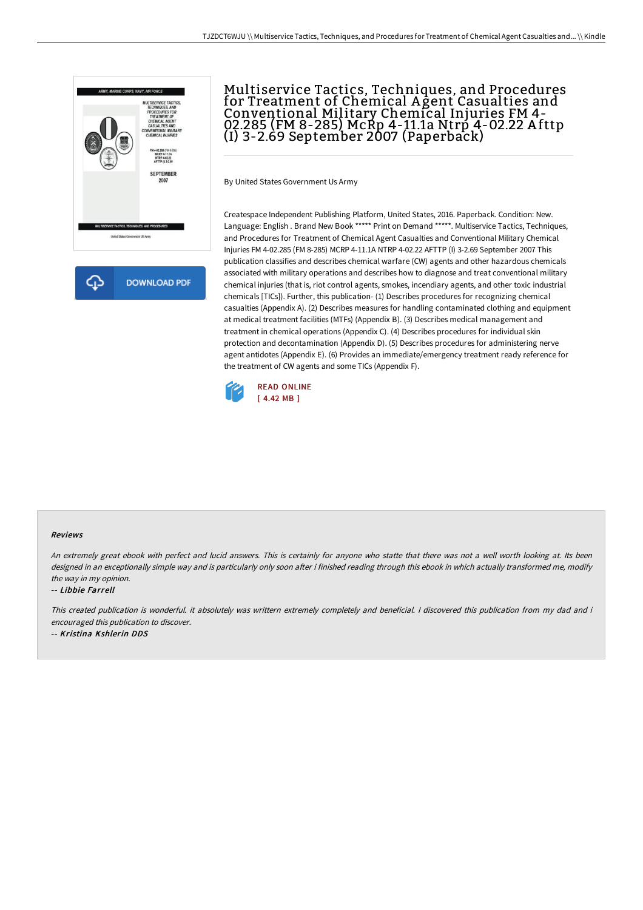# Multiservice Tactics, Techniques, and Procedures for Treatment of Chemical Agent Casualties and Conventional Military Chemical Injuries FM 4-02.285 (FM 8-285) McRp 4-11.1a Ntrp 4-02.22 Afttp (I) 3-2.69 September 2007 (Paperback)

By United States Government Us Army

Createspace Independent Publishing Platform, United States, 2016. Paperback. Condition: New. Language: English . Brand New Book ***** Print on Demand *****. Multiservice Tactics, Techniques, and Procedures for Treatment of Chemical Agent Casualties and Conventional Military Chemical Injuries FM 4-02.285 (FM 8-285) MCRP 4-11.1A NTRP 4-02.22 AFTTP (I) 3-2.69 September 2007 This publication classifies and describes chemical warfare (CW) agents and other hazardous chemicals associated with military operations and describes how to diagnose and treat conventional military chemical injuries (that is, riot control agents, smokes, incendiary agents, and other toxic industrial chemicals [TICs]). Further, this publication- (1) Describes procedures for recognizing chemical casualties (Appendix A). (2) Describes measures for handling contaminated clothing and equipment at medical treatment facilities (MTFs) (Appendix B). (3) Describes medical management and treatment in chemical operations (Appendix C). (4) Describes procedures for individual skin protection and decontamination (Appendix D). (5) Describes procedures for administering nerve agent antidotes (Appendix E). (6) Provides an immediate/emergency treatment ready reference for the treatment of CW agents and some TICs (Appendix F).

READ ONLINE
[ 4.42 MB ]

## Reviews

*An extremely great ebook with perfect and lucid answers. This is certainly for anyone who statte that there was not a well worth looking at. Its been designed in an exceptionally simple way and is particularly only soon after i finished reading through this ebook in which actually transformed me, modify the way in my opinion.*

-- *Libbie Farrell*

*This created publication is wonderful. it absolutely was writtern extremely completely and beneficial. I discovered this publication from my dad and i encouraged this publication to discover.*

-- *Kristina Kshlerin DDS*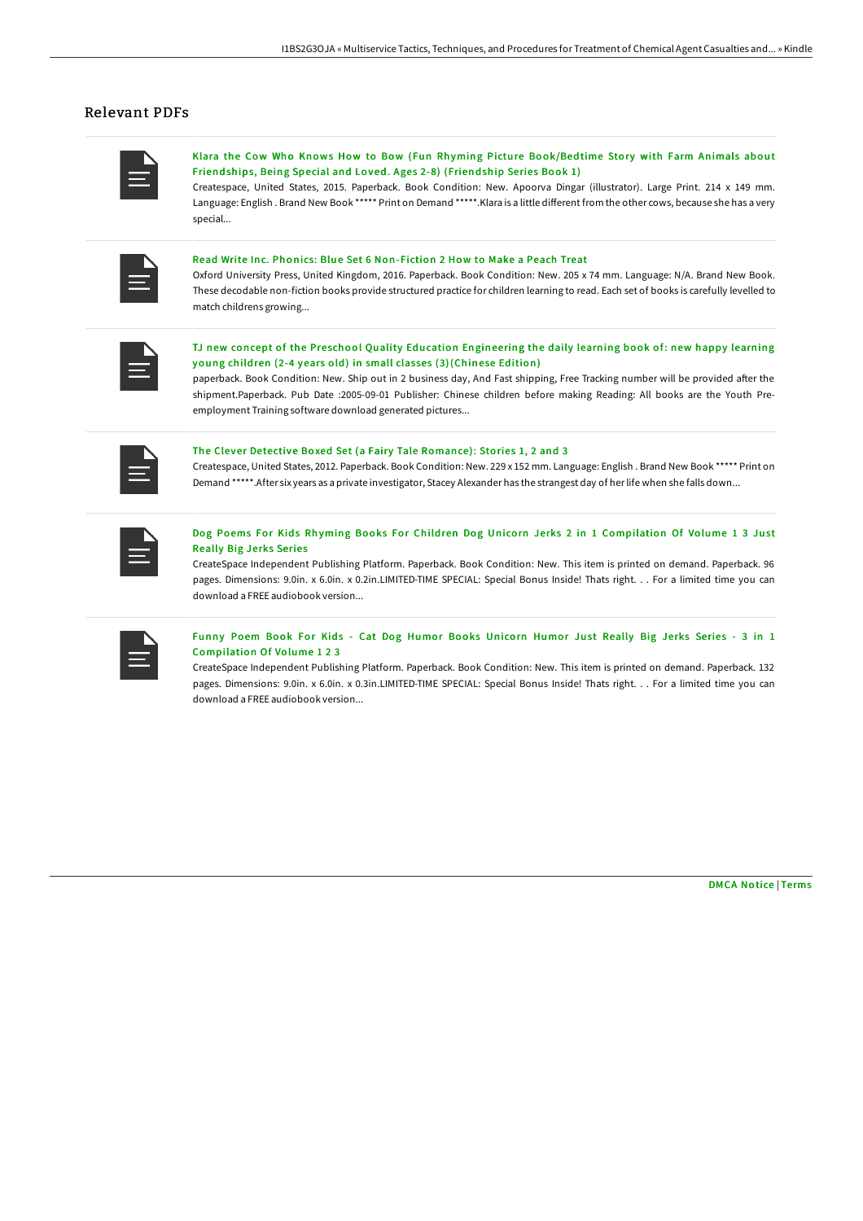## Relevant PDFs

### Klara the Cow Who Knows How to Bow (Fun Rhyming Picture Book/Bedtime Story with Farm Animals about Friendships, Being Special and Loved. Ages 2-8) (Friendship Series Book 1)

Createspace, United States, 2015. Paperback. Book Condition: New. Apoorva Dingar (illustrator). Large Print. 214 x 149 mm. Language: English . Brand New Book ***** Print on Demand *****.Klara is a little different from the other cows, because she has a very special...

### Read Write Inc. Phonics: Blue Set 6 Non-Fiction 2 How to Make a Peach Treat

Oxford University Press, United Kingdom, 2016. Paperback. Book Condition: New. 205 x 74 mm. Language: N/A. Brand New Book. These decodable non-fiction books provide structured practice for children learning to read. Each set of books is carefully levelled to match childrens growing...

### TJ new concept of the Preschool Quality Education Engineering the daily learning book of: new happy learning young children (2-4 years old) in small classes (3)(Chinese Edition)

paperback. Book Condition: New. Ship out in 2 business day, And Fast shipping, Free Tracking number will be provided after the shipment.Paperback. Pub Date :2005-09-01 Publisher: Chinese children before making Reading: All books are the Youth Pre-employment Training software download generated pictures...

### The Clever Detective Boxed Set (a Fairy Tale Romance): Stories 1, 2 and 3

Createspace, United States, 2012. Paperback. Book Condition: New. 229 x 152 mm. Language: English . Brand New Book ***** Print on Demand *****.After six years as a private investigator, Stacey Alexander has the strangest day of her life when she falls down...

### Dog Poems For Kids Rhyming Books For Children Dog Unicorn Jerks 2 in 1 Compilation Of Volume 1 3 Just Really Big Jerks Series

CreateSpace Independent Publishing Platform. Paperback. Book Condition: New. This item is printed on demand. Paperback. 96 pages. Dimensions: 9.0in. x 6.0in. x 0.2in.LIMITED-TIME SPECIAL: Special Bonus Inside! Thats right. . . For a limited time you can download a FREE audiobook version...

### Funny Poem Book For Kids - Cat Dog Humor Books Unicorn Humor Just Really Big Jerks Series - 3 in 1 Compilation Of Volume 1 2 3

CreateSpace Independent Publishing Platform. Paperback. Book Condition: New. This item is printed on demand. Paperback. 132 pages. Dimensions: 9.0in. x 6.0in. x 0.3in.LIMITED-TIME SPECIAL: Special Bonus Inside! Thats right. . . For a limited time you can download a FREE audiobook version...

DMCA Notice | Terms